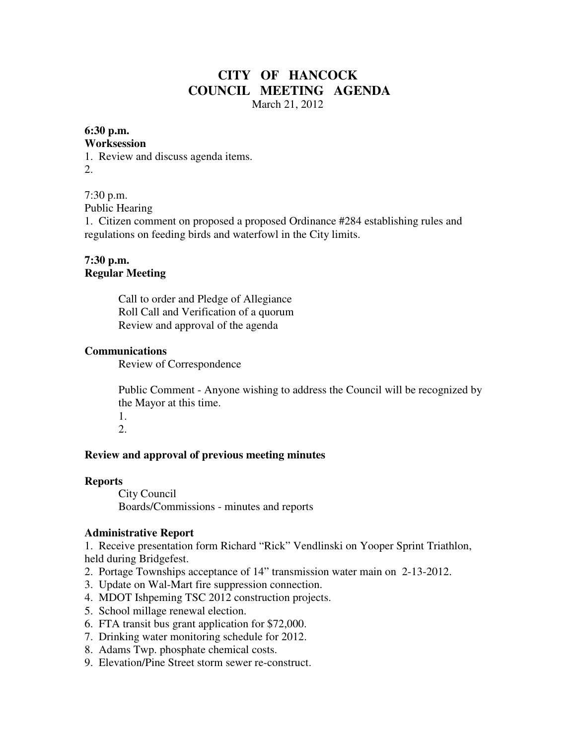# CITY OF HANCOCK
## COUNCIL MEETING AGENDA

March 21, 2012

**6:30 p.m.**
**Worksession**

1. Review and discuss agenda items.
2.

7:30 p.m.
Public Hearing

1. Citizen comment on proposed a proposed Ordinance #284 establishing rules and regulations on feeding birds and waterfowl in the City limits.

**7:30 p.m.**
**Regular Meeting**

Call to order and Pledge of Allegiance
Roll Call and Verification of a quorum
Review and approval of the agenda

**Communications**

Review of Correspondence

Public Comment - Anyone wishing to address the Council will be recognized by the Mayor at this time.

1.
2.

**Review and approval of previous meeting minutes**

**Reports**

City Council
Boards/Commissions - minutes and reports

**Administrative Report**

1. Receive presentation form Richard "Rick" Vendlinski on Yooper Sprint Triathlon, held during Bridgefest.
2. Portage Townships acceptance of 14" transmission water main on 2-13-2012.
3. Update on Wal-Mart fire suppression connection.
4. MDOT Ishpeming TSC 2012 construction projects.
5. School millage renewal election.
6. FTA transit bus grant application for $72,000.
7. Drinking water monitoring schedule for 2012.
8. Adams Twp. phosphate chemical costs.
9. Elevation/Pine Street storm sewer re-construct.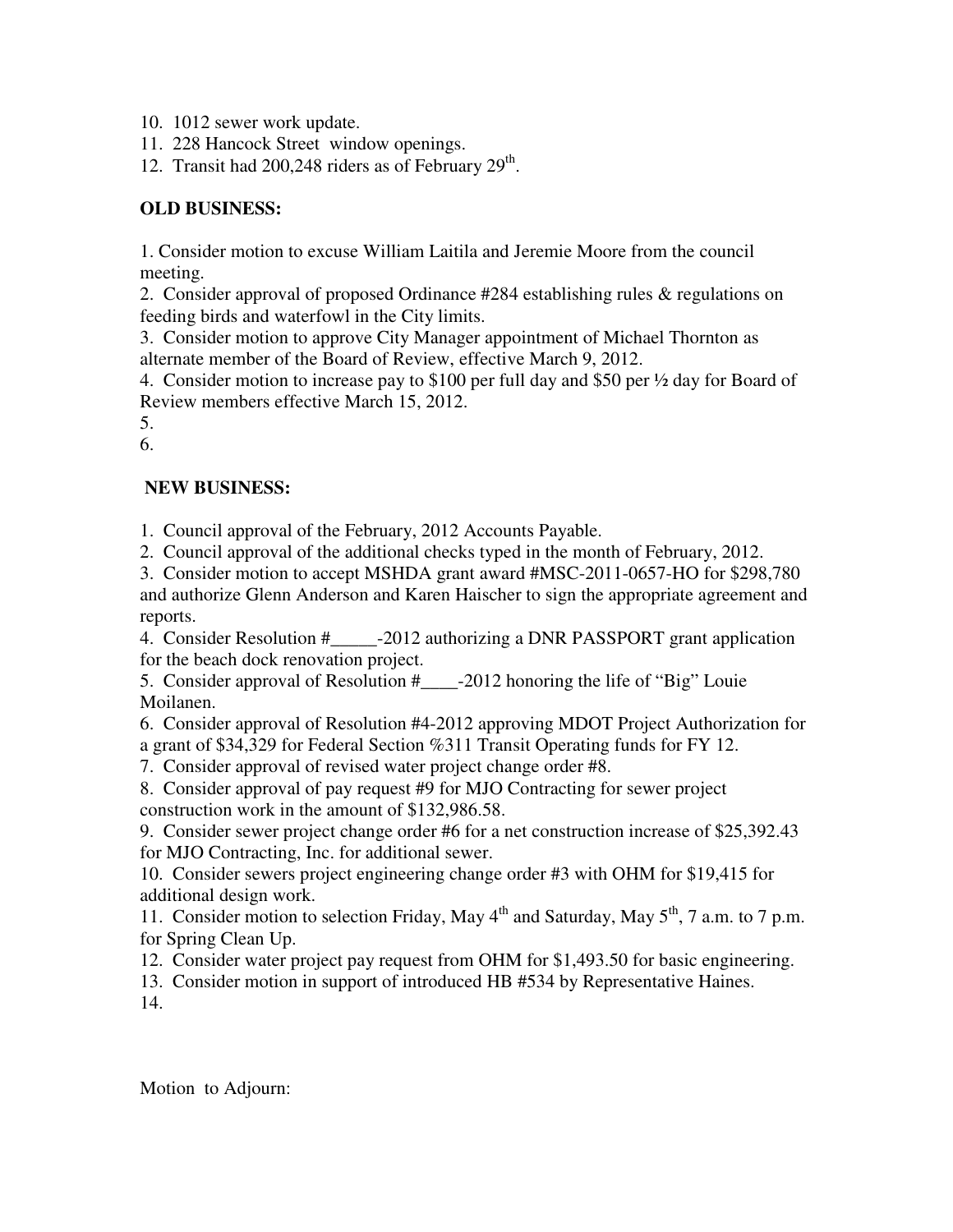10. 1012 sewer work update.
11. 228 Hancock Street window openings.
12. Transit had 200,248 riders as of February 29th.

**OLD BUSINESS:**

1. Consider motion to excuse William Laitila and Jeremie Moore from the council meeting.
2. Consider approval of proposed Ordinance #284 establishing rules & regulations on feeding birds and waterfowl in the City limits.
3. Consider motion to approve City Manager appointment of Michael Thornton as alternate member of the Board of Review, effective March 9, 2012.
4. Consider motion to increase pay to $100 per full day and $50 per ½ day for Board of Review members effective March 15, 2012.
5.
6.

**NEW BUSINESS:**

1. Council approval of the February, 2012 Accounts Payable.
2. Council approval of the additional checks typed in the month of February, 2012.
3. Consider motion to accept MSHDA grant award #MSC-2011-0657-HO for $298,780 and authorize Glenn Anderson and Karen Haischer to sign the appropriate agreement and reports.
4. Consider Resolution #_____-2012 authorizing a DNR PASSPORT grant application for the beach dock renovation project.
5. Consider approval of Resolution #____-2012 honoring the life of "Big" Louie Moilanen.
6. Consider approval of Resolution #4-2012 approving MDOT Project Authorization for a grant of $34,329 for Federal Section %311 Transit Operating funds for FY 12.
7. Consider approval of revised water project change order #8.
8. Consider approval of pay request #9 for MJO Contracting for sewer project construction work in the amount of $132,986.58.
9. Consider sewer project change order #6 for a net construction increase of $25,392.43 for MJO Contracting, Inc. for additional sewer.
10. Consider sewers project engineering change order #3 with OHM for $19,415 for additional design work.
11. Consider motion to selection Friday, May 4th and Saturday, May 5th, 7 a.m. to 7 p.m. for Spring Clean Up.
12. Consider water project pay request from OHM for $1,493.50 for basic engineering.
13. Consider motion in support of introduced HB #534 by Representative Haines.
14.

Motion to Adjourn: